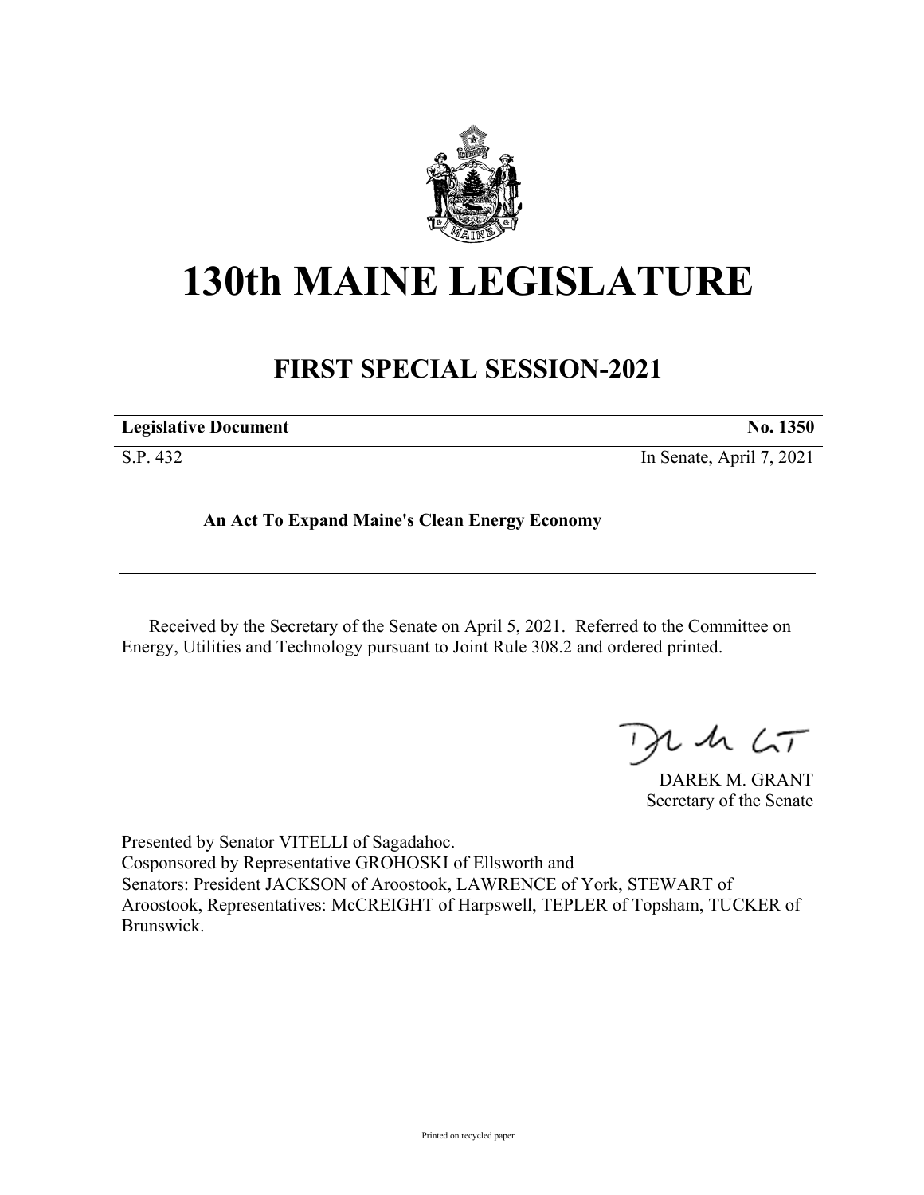# 130th MAINE LEGISLATURE

## FIRST SPECIAL SESSION-2021

| **Legislative Document** | **No. 1350** |
|---|---|
| S.P. 432 | In Senate, April 7, 2021 |

**An Act To Expand Maine's Clean Energy Economy**

---

Received by the Secretary of the Senate on April 5, 2021. Referred to the Committee on Energy, Utilities and Technology pursuant to Joint Rule 308.2 and ordered printed.

DAREK M. GRANT
Secretary of the Senate

Presented by Senator VITELLI of Sagadahoc.
Cosponsored by Representative GROHOSKI of Ellsworth and
Senators: President JACKSON of Aroostook, LAWRENCE of York, STEWART of Aroostook, Representatives: McCREIGHT of Harpswell, TEPLER of Topsham, TUCKER of Brunswick.

Printed on recycled paper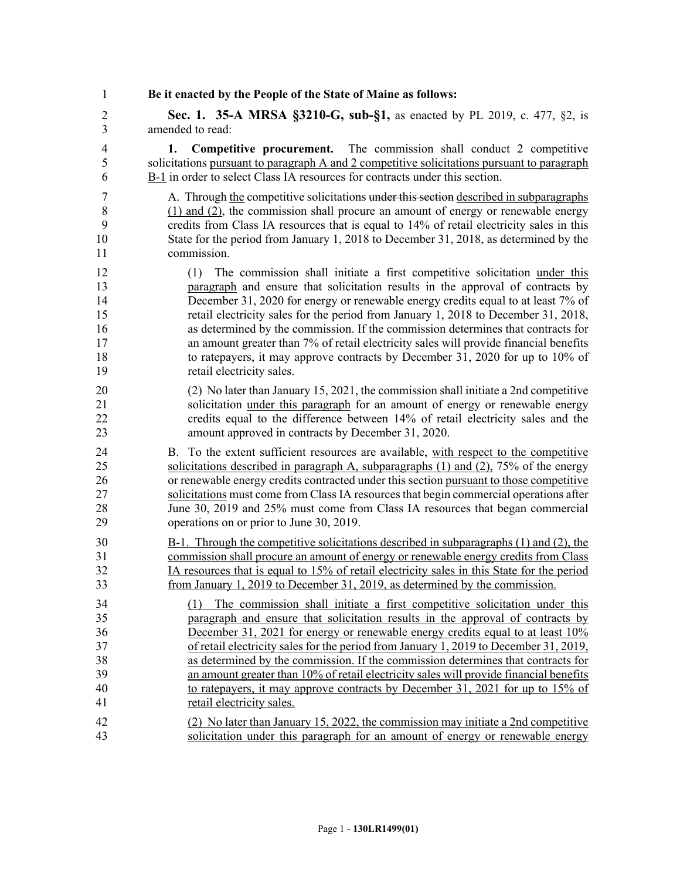**Be it enacted by the People of the State of Maine as follows:**

**Sec. 1. 35-A MRSA §3210-G, sub-§1,** as enacted by PL 2019, c. 477, §2, is amended to read:

**1. Competitive procurement.** The commission shall conduct 2 competitive solicitations pursuant to paragraph A and 2 competitive solicitations pursuant to paragraph B-1 in order to select Class IA resources for contracts under this section.

A. Through the competitive solicitations ~~under this section~~ described in subparagraphs (1) and (2), the commission shall procure an amount of energy or renewable energy credits from Class IA resources that is equal to 14% of retail electricity sales in this State for the period from January 1, 2018 to December 31, 2018, as determined by the commission.

(1) The commission shall initiate a first competitive solicitation under this paragraph and ensure that solicitation results in the approval of contracts by December 31, 2020 for energy or renewable energy credits equal to at least 7% of retail electricity sales for the period from January 1, 2018 to December 31, 2018, as determined by the commission. If the commission determines that contracts for an amount greater than 7% of retail electricity sales will provide financial benefits to ratepayers, it may approve contracts by December 31, 2020 for up to 10% of retail electricity sales.

(2) No later than January 15, 2021, the commission shall initiate a 2nd competitive solicitation under this paragraph for an amount of energy or renewable energy credits equal to the difference between 14% of retail electricity sales and the amount approved in contracts by December 31, 2020.

B. To the extent sufficient resources are available, with respect to the competitive solicitations described in paragraph A, subparagraphs (1) and (2), 75% of the energy or renewable energy credits contracted under this section pursuant to those competitive solicitations must come from Class IA resources that begin commercial operations after June 30, 2019 and 25% must come from Class IA resources that began commercial operations on or prior to June 30, 2019.

B-1. Through the competitive solicitations described in subparagraphs (1) and (2), the commission shall procure an amount of energy or renewable energy credits from Class IA resources that is equal to 15% of retail electricity sales in this State for the period from January 1, 2019 to December 31, 2019, as determined by the commission.

(1) The commission shall initiate a first competitive solicitation under this paragraph and ensure that solicitation results in the approval of contracts by December 31, 2021 for energy or renewable energy credits equal to at least 10% of retail electricity sales for the period from January 1, 2019 to December 31, 2019, as determined by the commission. If the commission determines that contracts for an amount greater than 10% of retail electricity sales will provide financial benefits to ratepayers, it may approve contracts by December 31, 2021 for up to 15% of retail electricity sales.

(2) No later than January 15, 2022, the commission may initiate a 2nd competitive solicitation under this paragraph for an amount of energy or renewable energy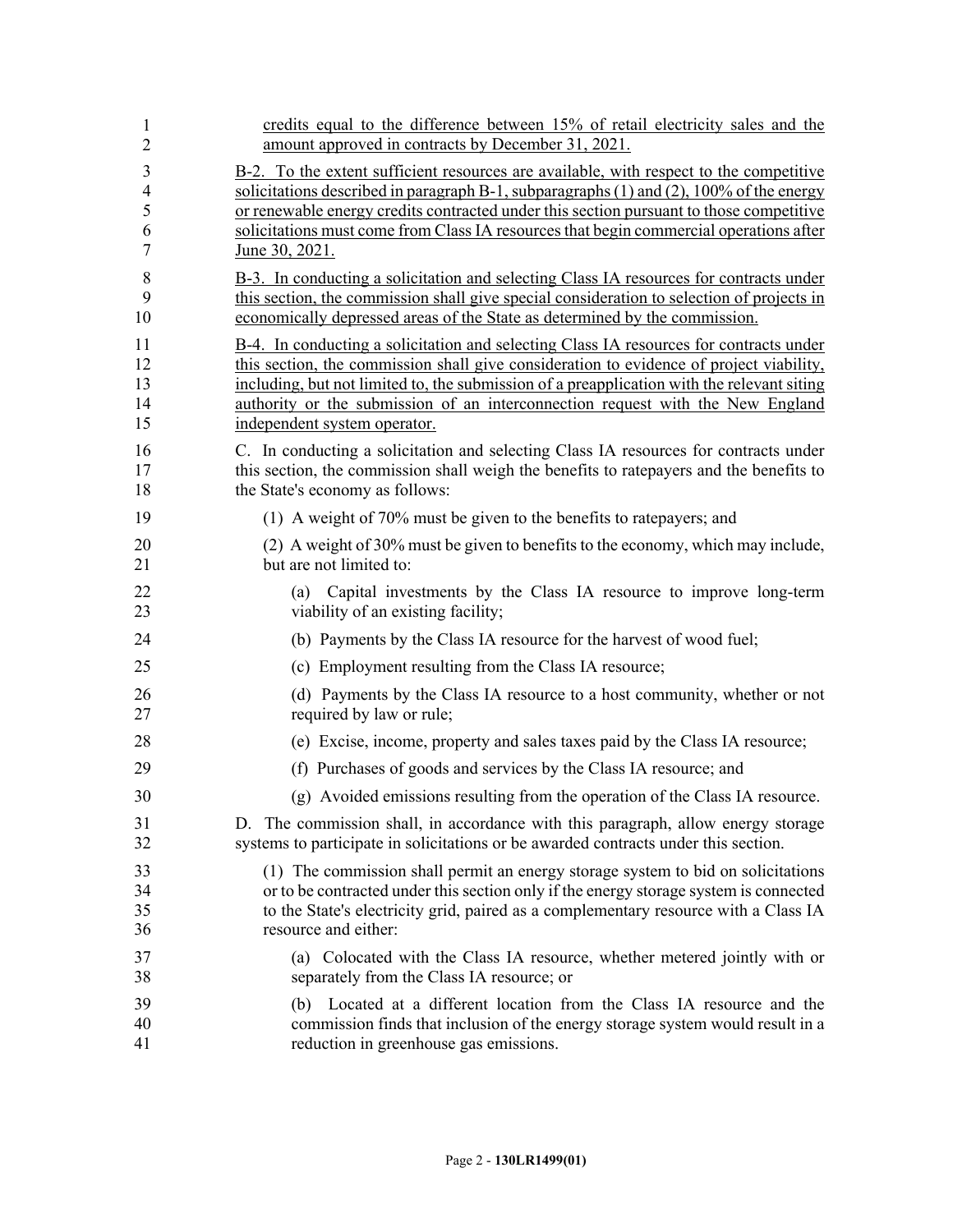credits equal to the difference between 15% of retail electricity sales and the amount approved in contracts by December 31, 2021.

B-2. To the extent sufficient resources are available, with respect to the competitive solicitations described in paragraph B-1, subparagraphs (1) and (2), 100% of the energy or renewable energy credits contracted under this section pursuant to those competitive solicitations must come from Class IA resources that begin commercial operations after June 30, 2021.

B-3. In conducting a solicitation and selecting Class IA resources for contracts under this section, the commission shall give special consideration to selection of projects in economically depressed areas of the State as determined by the commission.

B-4. In conducting a solicitation and selecting Class IA resources for contracts under this section, the commission shall give consideration to evidence of project viability, including, but not limited to, the submission of a preapplication with the relevant siting authority or the submission of an interconnection request with the New England independent system operator.

C. In conducting a solicitation and selecting Class IA resources for contracts under this section, the commission shall weigh the benefits to ratepayers and the benefits to the State's economy as follows:

(1) A weight of 70% must be given to the benefits to ratepayers; and

(2) A weight of 30% must be given to benefits to the economy, which may include, but are not limited to:

(a) Capital investments by the Class IA resource to improve long-term viability of an existing facility;

(b) Payments by the Class IA resource for the harvest of wood fuel;

(c) Employment resulting from the Class IA resource;

(d) Payments by the Class IA resource to a host community, whether or not required by law or rule;

(e) Excise, income, property and sales taxes paid by the Class IA resource;

(f) Purchases of goods and services by the Class IA resource; and

(g) Avoided emissions resulting from the operation of the Class IA resource.

D. The commission shall, in accordance with this paragraph, allow energy storage systems to participate in solicitations or be awarded contracts under this section.

(1) The commission shall permit an energy storage system to bid on solicitations or to be contracted under this section only if the energy storage system is connected to the State's electricity grid, paired as a complementary resource with a Class IA resource and either:

(a) Colocated with the Class IA resource, whether metered jointly with or separately from the Class IA resource; or

(b) Located at a different location from the Class IA resource and the commission finds that inclusion of the energy storage system would result in a reduction in greenhouse gas emissions.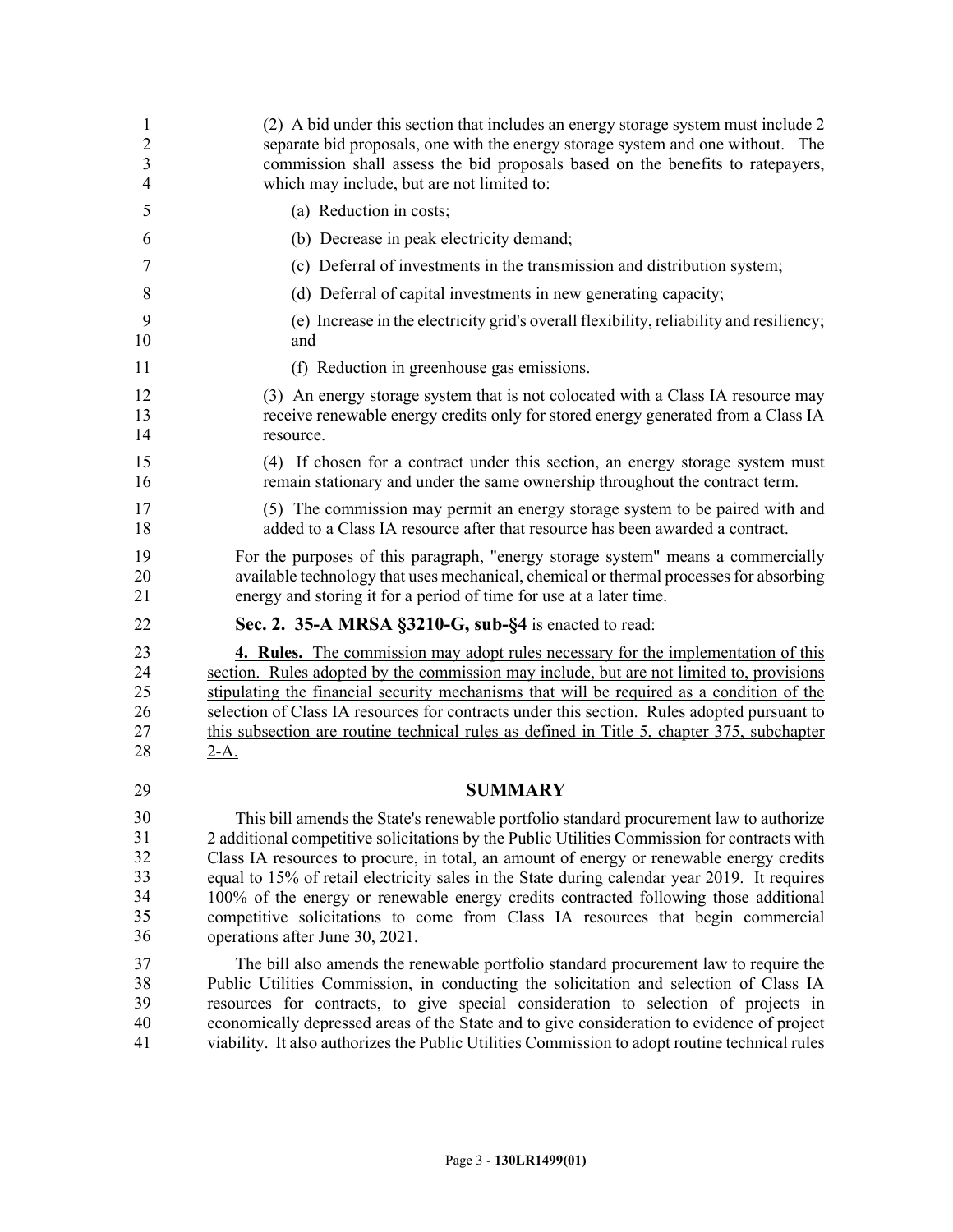(2) A bid under this section that includes an energy storage system must include 2 separate bid proposals, one with the energy storage system and one without. The commission shall assess the bid proposals based on the benefits to ratepayers, which may include, but are not limited to:

(a) Reduction in costs;

(b) Decrease in peak electricity demand;

(c) Deferral of investments in the transmission and distribution system;

(d) Deferral of capital investments in new generating capacity;

(e) Increase in the electricity grid's overall flexibility, reliability and resiliency; and

(f) Reduction in greenhouse gas emissions.

(3) An energy storage system that is not colocated with a Class IA resource may receive renewable energy credits only for stored energy generated from a Class IA resource.

(4) If chosen for a contract under this section, an energy storage system must remain stationary and under the same ownership throughout the contract term.

(5) The commission may permit an energy storage system to be paired with and added to a Class IA resource after that resource has been awarded a contract.

For the purposes of this paragraph, "energy storage system" means a commercially available technology that uses mechanical, chemical or thermal processes for absorbing energy and storing it for a period of time for use at a later time.

**Sec. 2. 35-A MRSA §3210-G, sub-§4** is enacted to read:

**4. Rules.** The commission may adopt rules necessary for the implementation of this section. Rules adopted by the commission may include, but are not limited to, provisions stipulating the financial security mechanisms that will be required as a condition of the selection of Class IA resources for contracts under this section. Rules adopted pursuant to this subsection are routine technical rules as defined in Title 5, chapter 375, subchapter 2-A.

## SUMMARY

This bill amends the State's renewable portfolio standard procurement law to authorize 2 additional competitive solicitations by the Public Utilities Commission for contracts with Class IA resources to procure, in total, an amount of energy or renewable energy credits equal to 15% of retail electricity sales in the State during calendar year 2019. It requires 100% of the energy or renewable energy credits contracted following those additional competitive solicitations to come from Class IA resources that begin commercial operations after June 30, 2021.

The bill also amends the renewable portfolio standard procurement law to require the Public Utilities Commission, in conducting the solicitation and selection of Class IA resources for contracts, to give special consideration to selection of projects in economically depressed areas of the State and to give consideration to evidence of project viability. It also authorizes the Public Utilities Commission to adopt routine technical rules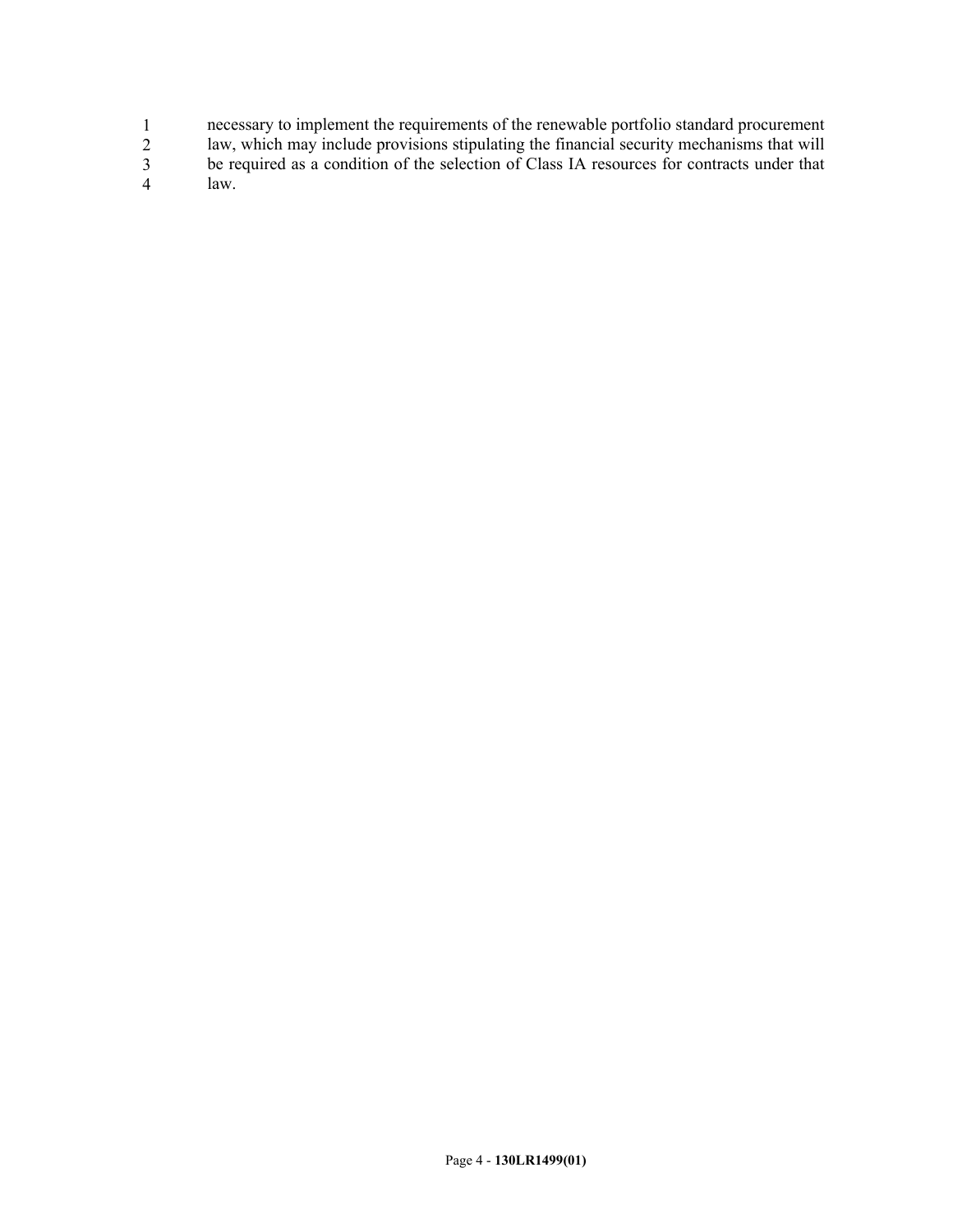necessary to implement the requirements of the renewable portfolio standard procurement law, which may include provisions stipulating the financial security mechanisms that will be required as a condition of the selection of Class IA resources for contracts under that law.